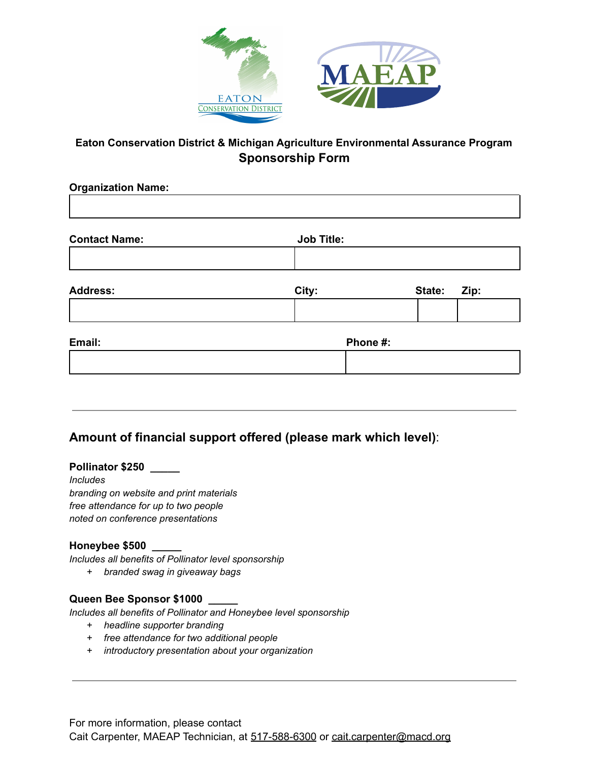**Eaton Conservation District & Michigan Agriculture Environmental Assurance Program**

## Sponsorship Form

**Organization Name:**

| |
|---|
| |

| **Contact Name:** | **Job Title:** |
|---|---|
| | |

| **Address:** | **City:** | **State:** | **Zip:** |
|---|---|---|---|
| | | | |

| **Email:** | **Phone #:** |
|---|---|
| | |

---

### Amount of financial support offered (please mark which level):

**Pollinator $250 _____**

*Includes*
*branding on website and print materials*
*free attendance for up to two people*
*noted on conference presentations*

**Honeybee $500 _____**

*Includes all benefits of Pollinator level sponsorship*

+ *branded swag in giveaway bags*

**Queen Bee Sponsor $1000 _____**

*Includes all benefits of Pollinator and Honeybee level sponsorship*

+ *headline supporter branding*
+ *free attendance for two additional people*
+ *introductory presentation about your organization*

---

For more information, please contact
Cait Carpenter, MAEAP Technician, at 517-588-6300 or cait.carpenter@macd.org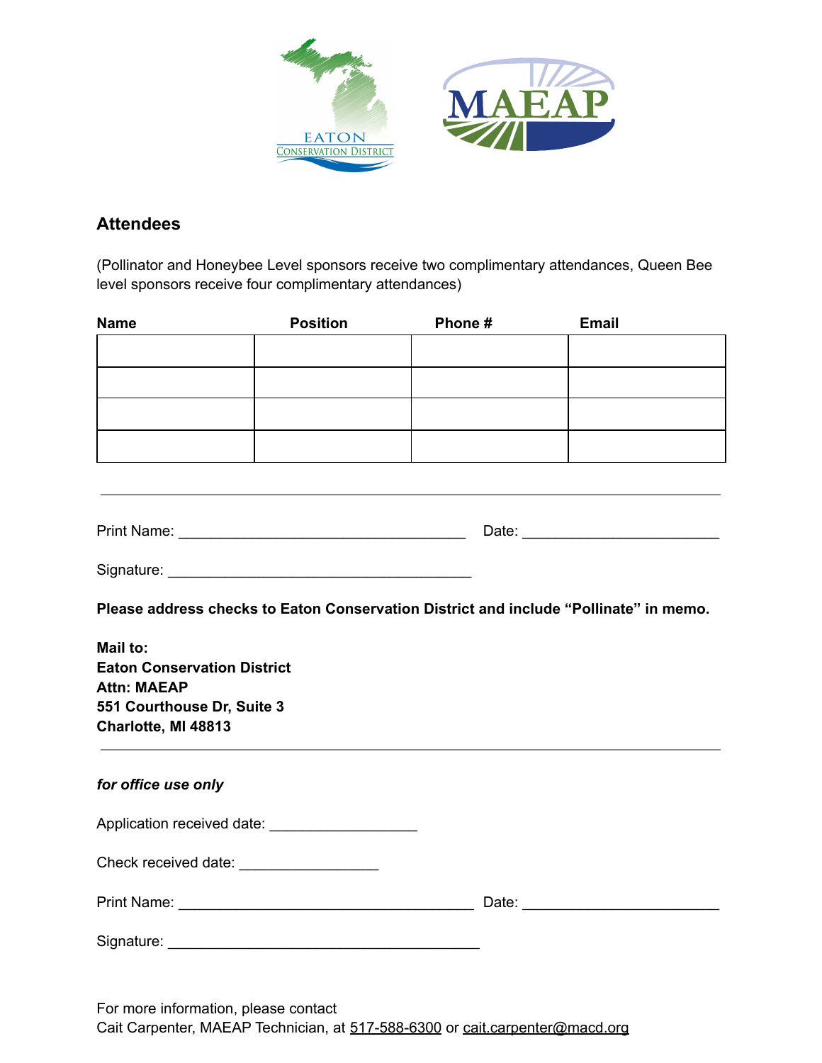## Attendees

(Pollinator and Honeybee Level sponsors receive two complimentary attendances, Queen Bee level sponsors receive four complimentary attendances)

| Name | Position | Phone # | Email |
|---|---|---|---|
| | | | |
| | | | |
| | | | |
| | | | |

---

Print Name: ___________________________________ Date: ________________________

Signature: _____________________________________

**Please address checks to Eaton Conservation District and include "Pollinate" in memo.**

**Mail to:**
**Eaton Conservation District**
**Attn: MAEAP**
**551 Courthouse Dr, Suite 3**
**Charlotte, MI 48813**

---

***for office use only***

Application received date: __________________

Check received date: _________________

Print Name: ____________________________________ Date: ________________________

Signature: ______________________________________

For more information, please contact
Cait Carpenter, MAEAP Technician, at 517-588-6300 or cait.carpenter@macd.org